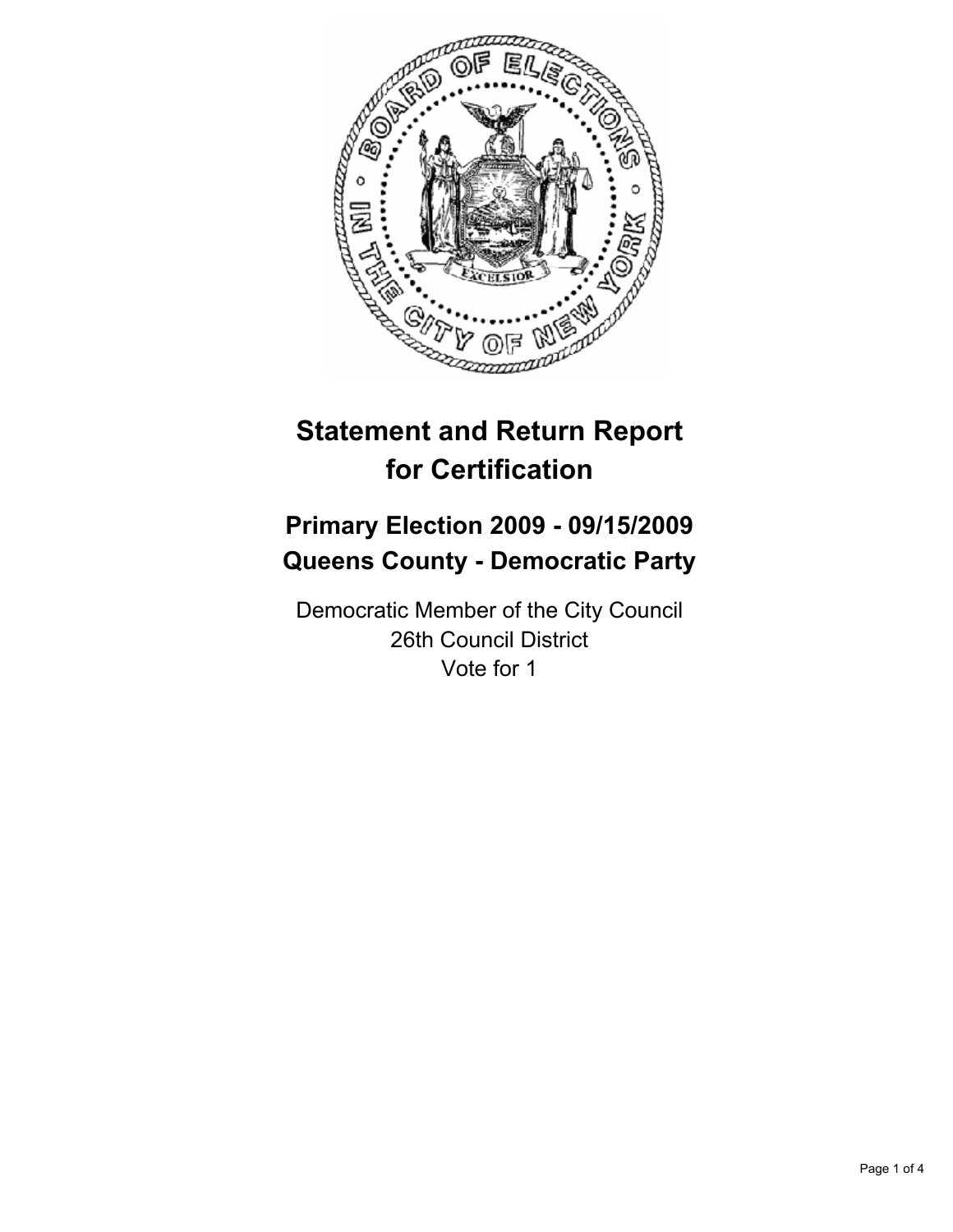# Statement and Return Report for Certification

## Primary Election 2009 - 09/15/2009
## Queens County - Democratic Party

Democratic Member of the City Council
26th Council District
Vote for 1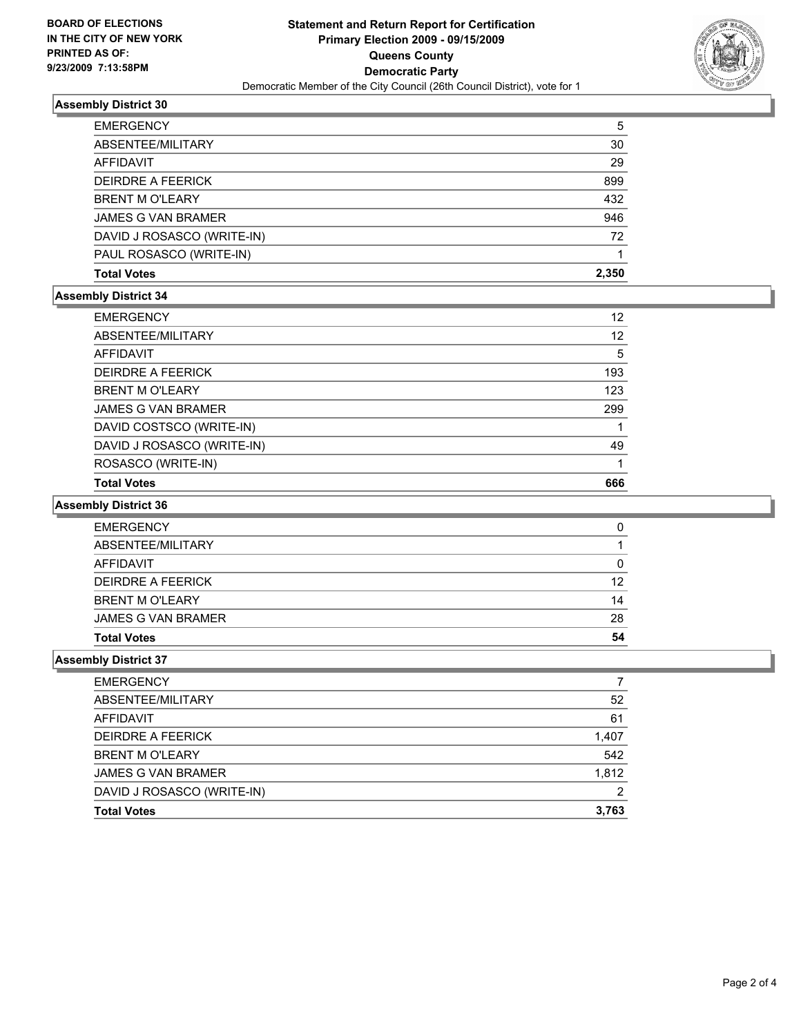**BOARD OF ELECTIONS IN THE CITY OF NEW YORK PRINTED AS OF: 9/23/2009 7:13:58PM**

# Statement and Return Report for Certification
## Primary Election 2009 - 09/15/2009
## Queens County
## Democratic Party
Democratic Member of the City Council (26th Council District), vote for 1

### Assembly District 30

| | |
|---|---|
| EMERGENCY | 5 |
| ABSENTEE/MILITARY | 30 |
| AFFIDAVIT | 29 |
| DEIRDRE A FEERICK | 899 |
| BRENT M O'LEARY | 432 |
| JAMES G VAN BRAMER | 946 |
| DAVID J ROSASCO (WRITE-IN) | 72 |
| PAUL ROSASCO (WRITE-IN) | 1 |
| **Total Votes** | **2,350** |

### Assembly District 34

| | |
|---|---|
| EMERGENCY | 12 |
| ABSENTEE/MILITARY | 12 |
| AFFIDAVIT | 5 |
| DEIRDRE A FEERICK | 193 |
| BRENT M O'LEARY | 123 |
| JAMES G VAN BRAMER | 299 |
| DAVID COSTSCO (WRITE-IN) | 1 |
| DAVID J ROSASCO (WRITE-IN) | 49 |
| ROSASCO (WRITE-IN) | 1 |
| **Total Votes** | **666** |

### Assembly District 36

| | |
|---|---|
| EMERGENCY | 0 |
| ABSENTEE/MILITARY | 1 |
| AFFIDAVIT | 0 |
| DEIRDRE A FEERICK | 12 |
| BRENT M O'LEARY | 14 |
| JAMES G VAN BRAMER | 28 |
| **Total Votes** | **54** |

### Assembly District 37

| | |
|---|---|
| EMERGENCY | 7 |
| ABSENTEE/MILITARY | 52 |
| AFFIDAVIT | 61 |
| DEIRDRE A FEERICK | 1,407 |
| BRENT M O'LEARY | 542 |
| JAMES G VAN BRAMER | 1,812 |
| DAVID J ROSASCO (WRITE-IN) | 2 |
| **Total Votes** | **3,763** |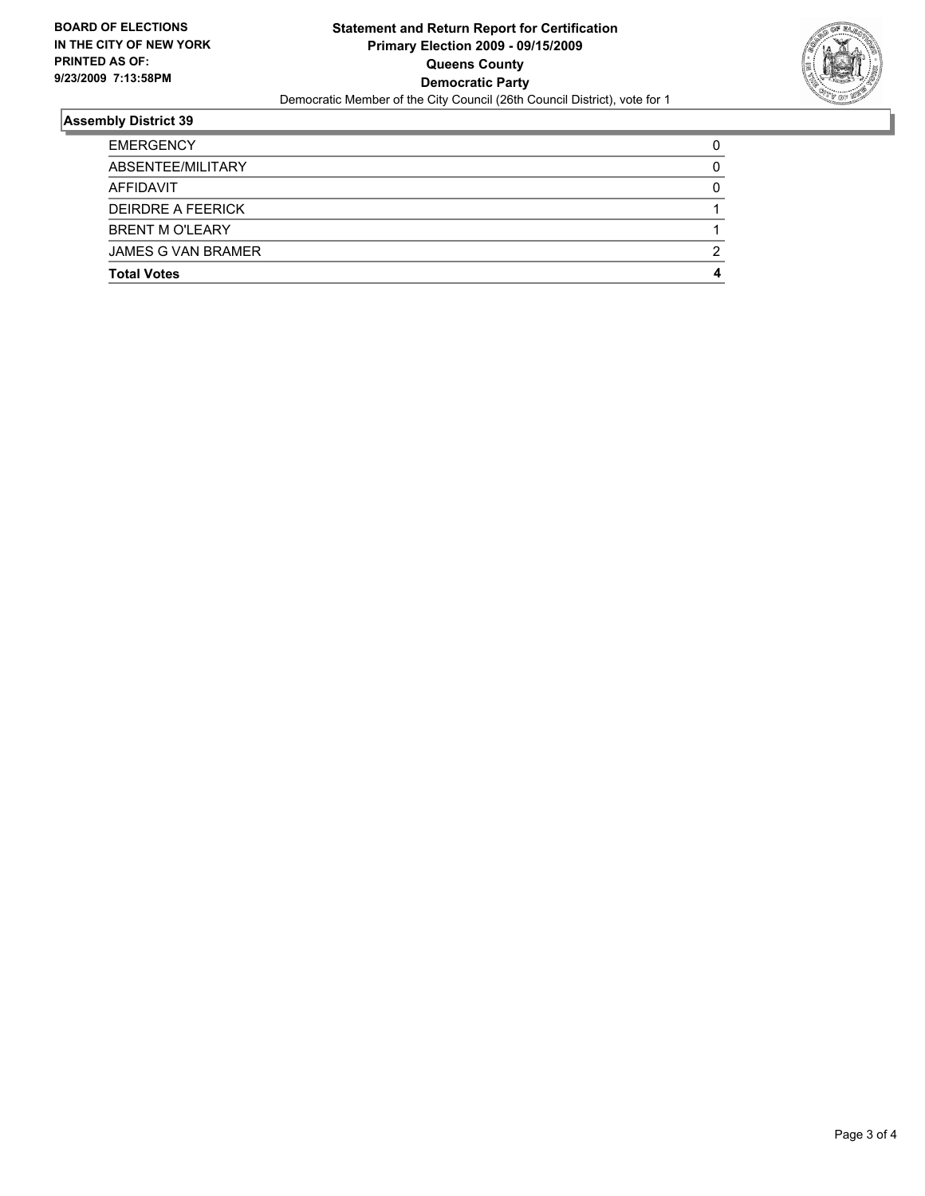**BOARD OF ELECTIONS IN THE CITY OF NEW YORK PRINTED AS OF: 9/23/2009 7:13:58PM**

**Statement and Return Report for Certification**
**Primary Election 2009 - 09/15/2009**
**Queens County**
**Democratic Party**
Democratic Member of the City Council (26th Council District), vote for 1

## Assembly District 39

| | |
|---|---|
| EMERGENCY | 0 |
| ABSENTEE/MILITARY | 0 |
| AFFIDAVIT | 0 |
| DEIRDRE A FEERICK | 1 |
| BRENT M O'LEARY | 1 |
| JAMES G VAN BRAMER | 2 |
| **Total Votes** | **4** |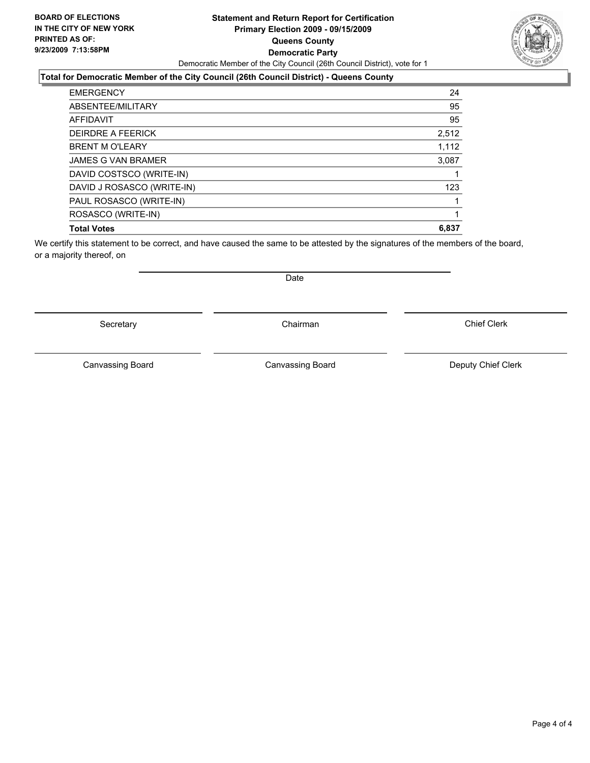**BOARD OF ELECTIONS IN THE CITY OF NEW YORK PRINTED AS OF: 9/23/2009 7:13:58PM**

**Statement and Return Report for Certification**
**Primary Election 2009 - 09/15/2009**
**Queens County**
**Democratic Party**

Democratic Member of the City Council (26th Council District), vote for 1

**Total for Democratic Member of the City Council (26th Council District) - Queens County**

| | |
|---|---|
| EMERGENCY | 24 |
| ABSENTEE/MILITARY | 95 |
| AFFIDAVIT | 95 |
| DEIRDRE A FEERICK | 2,512 |
| BRENT M O'LEARY | 1,112 |
| JAMES G VAN BRAMER | 3,087 |
| DAVID COSTSCO (WRITE-IN) | 1 |
| DAVID J ROSASCO (WRITE-IN) | 123 |
| PAUL ROSASCO (WRITE-IN) | 1 |
| ROSASCO (WRITE-IN) | 1 |
| **Total Votes** | **6,837** |

We certify this statement to be correct, and have caused the same to be attested by the signatures of the members of the board, or a majority thereof, on

Date

Secretary | Chairman | Chief Clerk

Canvassing Board | Canvassing Board | Deputy Chief Clerk